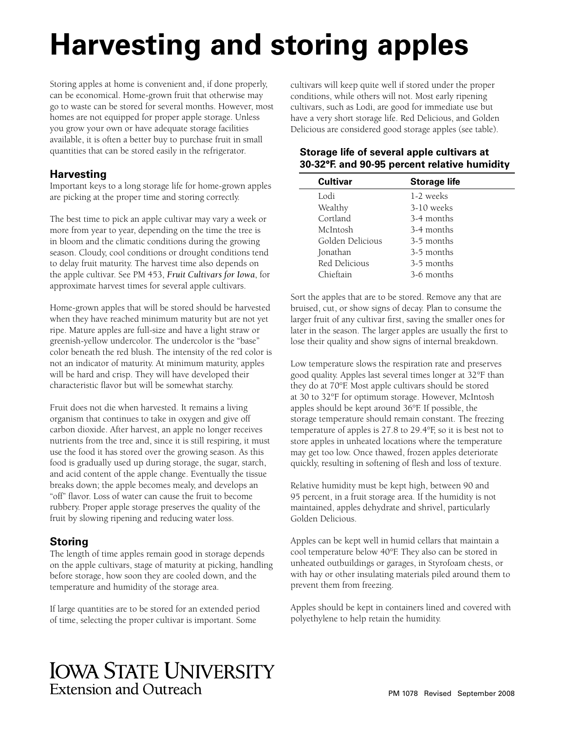# Harvesting and storing apples

Storing apples at home is convenient and, if done properly, can be economical. Home-grown fruit that otherwise may go to waste can be stored for several months. However, most homes are not equipped for proper apple storage. Unless you grow your own or have adequate storage facilities available, it is often a better buy to purchase fruit in small quantities that can be stored easily in the refrigerator.

## Harvesting

Important keys to a long storage life for home-grown apples are picking at the proper time and storing correctly.

The best time to pick an apple cultivar may vary a week or more from year to year, depending on the time the tree is in bloom and the climatic conditions during the growing season. Cloudy, cool conditions or drought conditions tend to delay fruit maturity. The harvest time also depends on the apple cultivar. See PM 453, ***Fruit Cultivars for Iowa***, for approximate harvest times for several apple cultivars.

Home-grown apples that will be stored should be harvested when they have reached minimum maturity but are not yet ripe. Mature apples are full-size and have a light straw or greenish-yellow undercolor. The undercolor is the "base" color beneath the red blush. The intensity of the red color is not an indicator of maturity. At minimum maturity, apples will be hard and crisp. They will have developed their characteristic flavor but will be somewhat starchy.

Fruit does not die when harvested. It remains a living organism that continues to take in oxygen and give off carbon dioxide. After harvest, an apple no longer receives nutrients from the tree and, since it is still respiring, it must use the food it has stored over the growing season. As this food is gradually used up during storage, the sugar, starch, and acid content of the apple change. Eventually the tissue breaks down; the apple becomes mealy, and develops an "off" flavor. Loss of water can cause the fruit to become rubbery. Proper apple storage preserves the quality of the fruit by slowing ripening and reducing water loss.

## Storing

The length of time apples remain good in storage depends on the apple cultivars, stage of maturity at picking, handling before storage, how soon they are cooled down, and the temperature and humidity of the storage area.

If large quantities are to be stored for an extended period of time, selecting the proper cultivar is important. Some cultivars will keep quite well if stored under the proper conditions, while others will not. Most early ripening cultivars, such as Lodi, are good for immediate use but have a very short storage life. Red Delicious, and Golden Delicious are considered good storage apples (see table).

**Storage life of several apple cultivars at 30-32°F. and 90-95 percent relative humidity**

| Cultivar | Storage life |
|---|---|
| Lodi | 1-2 weeks |
| Wealthy | 3-10 weeks |
| Cortland | 3-4 months |
| McIntosh | 3-4 months |
| Golden Delicious | 3-5 months |
| Jonathan | 3-5 months |
| Red Delicious | 3-5 months |
| Chieftain | 3-6 months |

Sort the apples that are to be stored. Remove any that are bruised, cut, or show signs of decay. Plan to consume the larger fruit of any cultivar first, saving the smaller ones for later in the season. The larger apples are usually the first to lose their quality and show signs of internal breakdown.

Low temperature slows the respiration rate and preserves good quality. Apples last several times longer at 32°F than they do at 70°F. Most apple cultivars should be stored at 30 to 32°F for optimum storage. However, McIntosh apples should be kept around 36°F. If possible, the storage temperature should remain constant. The freezing temperature of apples is 27.8 to 29.4°F, so it is best not to store apples in unheated locations where the temperature may get too low. Once thawed, frozen apples deteriorate quickly, resulting in softening of flesh and loss of texture.

Relative humidity must be kept high, between 90 and 95 percent, in a fruit storage area. If the humidity is not maintained, apples dehydrate and shrivel, particularly Golden Delicious.

Apples can be kept well in humid cellars that maintain a cool temperature below 40°F. They also can be stored in unheated outbuildings or garages, in Styrofoam chests, or with hay or other insulating materials piled around them to prevent them from freezing.

Apples should be kept in containers lined and covered with polyethylene to help retain the humidity.

Iowa State University Extension and Outreach

PM 1078 Revised September 2008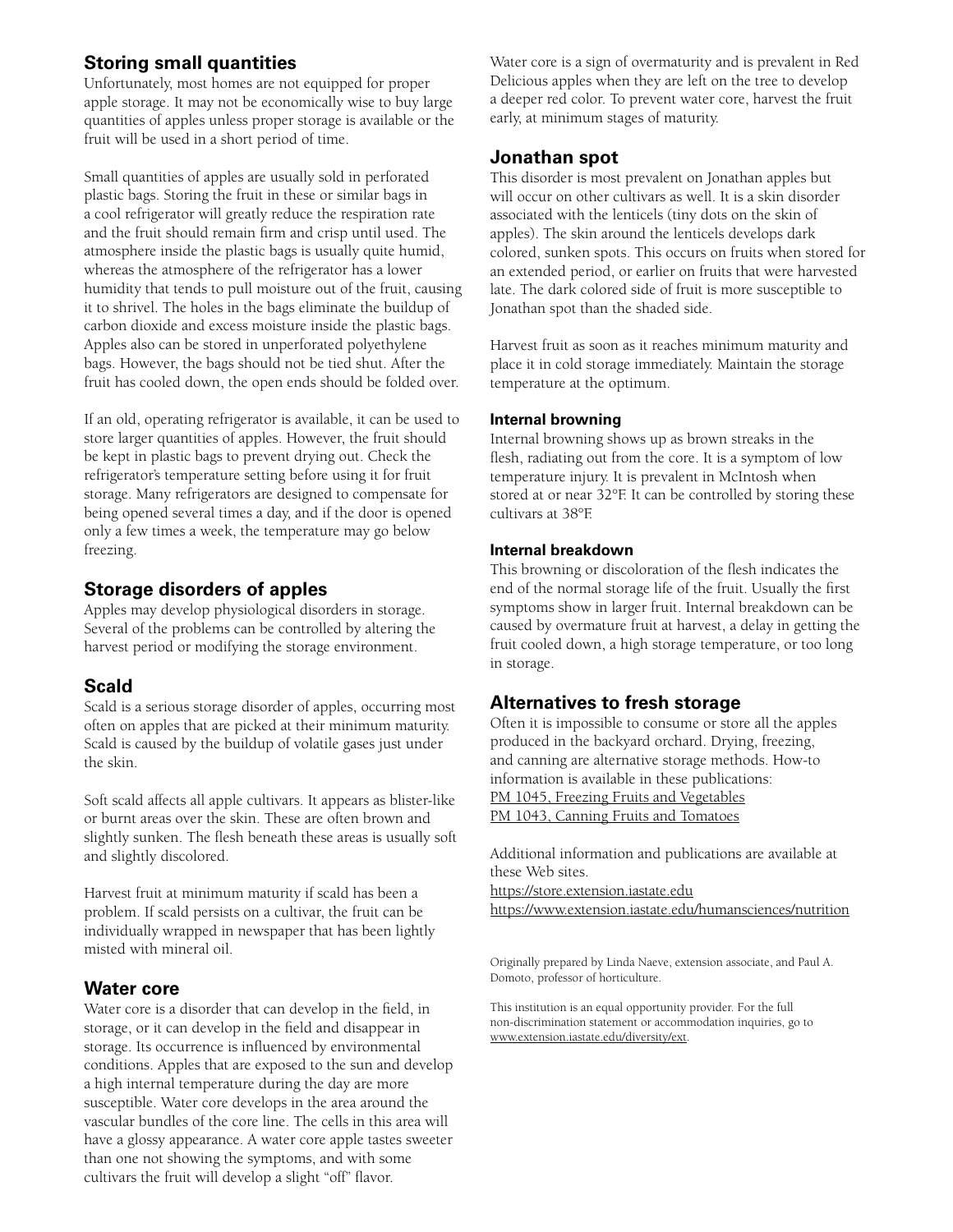## Storing small quantities

Unfortunately, most homes are not equipped for proper apple storage. It may not be economically wise to buy large quantities of apples unless proper storage is available or the fruit will be used in a short period of time.

Small quantities of apples are usually sold in perforated plastic bags. Storing the fruit in these or similar bags in a cool refrigerator will greatly reduce the respiration rate and the fruit should remain firm and crisp until used. The atmosphere inside the plastic bags is usually quite humid, whereas the atmosphere of the refrigerator has a lower humidity that tends to pull moisture out of the fruit, causing it to shrivel. The holes in the bags eliminate the buildup of carbon dioxide and excess moisture inside the plastic bags. Apples also can be stored in unperforated polyethylene bags. However, the bags should not be tied shut. After the fruit has cooled down, the open ends should be folded over.

If an old, operating refrigerator is available, it can be used to store larger quantities of apples. However, the fruit should be kept in plastic bags to prevent drying out. Check the refrigerator's temperature setting before using it for fruit storage. Many refrigerators are designed to compensate for being opened several times a day, and if the door is opened only a few times a week, the temperature may go below freezing.

## Storage disorders of apples

Apples may develop physiological disorders in storage. Several of the problems can be controlled by altering the harvest period or modifying the storage environment.

## Scald

Scald is a serious storage disorder of apples, occurring most often on apples that are picked at their minimum maturity. Scald is caused by the buildup of volatile gases just under the skin.

Soft scald affects all apple cultivars. It appears as blister-like or burnt areas over the skin. These are often brown and slightly sunken. The flesh beneath these areas is usually soft and slightly discolored.

Harvest fruit at minimum maturity if scald has been a problem. If scald persists on a cultivar, the fruit can be individually wrapped in newspaper that has been lightly misted with mineral oil.

## Water core

Water core is a disorder that can develop in the field, in storage, or it can develop in the field and disappear in storage. Its occurrence is influenced by environmental conditions. Apples that are exposed to the sun and develop a high internal temperature during the day are more susceptible. Water core develops in the area around the vascular bundles of the core line. The cells in this area will have a glossy appearance. A water core apple tastes sweeter than one not showing the symptoms, and with some cultivars the fruit will develop a slight "off" flavor.

Water core is a sign of overmaturity and is prevalent in Red Delicious apples when they are left on the tree to develop a deeper red color. To prevent water core, harvest the fruit early, at minimum stages of maturity.

## Jonathan spot

This disorder is most prevalent on Jonathan apples but will occur on other cultivars as well. It is a skin disorder associated with the lenticels (tiny dots on the skin of apples). The skin around the lenticels develops dark colored, sunken spots. This occurs on fruits when stored for an extended period, or earlier on fruits that were harvested late. The dark colored side of fruit is more susceptible to Jonathan spot than the shaded side.

Harvest fruit as soon as it reaches minimum maturity and place it in cold storage immediately. Maintain the storage temperature at the optimum.

### Internal browning

Internal browning shows up as brown streaks in the flesh, radiating out from the core. It is a symptom of low temperature injury. It is prevalent in McIntosh when stored at or near 32°F. It can be controlled by storing these cultivars at 38°F.

### Internal breakdown

This browning or discoloration of the flesh indicates the end of the normal storage life of the fruit. Usually the first symptoms show in larger fruit. Internal breakdown can be caused by overmature fruit at harvest, a delay in getting the fruit cooled down, a high storage temperature, or too long in storage.

## Alternatives to fresh storage

Often it is impossible to consume or store all the apples produced in the backyard orchard. Drying, freezing, and canning are alternative storage methods. How-to information is available in these publications:
PM 1045, Freezing Fruits and Vegetables
PM 1043, Canning Fruits and Tomatoes

Additional information and publications are available at these Web sites.
https://store.extension.iastate.edu
https://www.extension.iastate.edu/humansciences/nutrition

Originally prepared by Linda Naeve, extension associate, and Paul A. Domoto, professor of horticulture.

This institution is an equal opportunity provider. For the full non-discrimination statement or accommodation inquiries, go to www.extension.iastate.edu/diversity/ext.